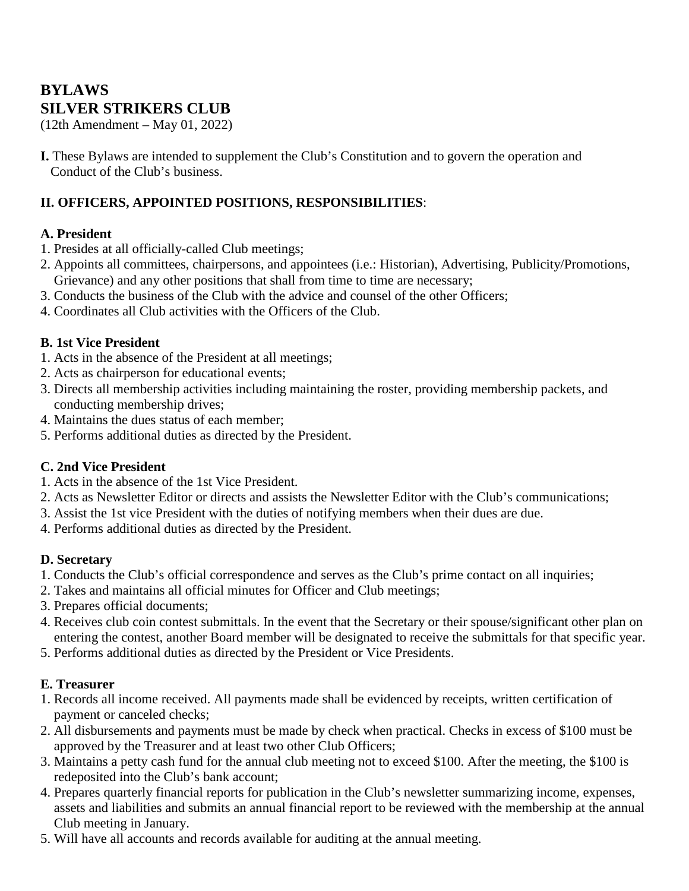# BYLAWS
# SILVER STRIKERS CLUB

(12th Amendment – May 01, 2022)

**I.** These Bylaws are intended to supplement the Club's Constitution and to govern the operation and Conduct of the Club's business.

## II. OFFICERS, APPOINTED POSITIONS, RESPONSIBILITIES:

### A. President

1. Presides at all officially-called Club meetings;
2. Appoints all committees, chairpersons, and appointees (i.e.: Historian), Advertising, Publicity/Promotions, Grievance) and any other positions that shall from time to time are necessary;
3. Conducts the business of the Club with the advice and counsel of the other Officers;
4. Coordinates all Club activities with the Officers of the Club.

### B. 1st Vice President

1. Acts in the absence of the President at all meetings;
2. Acts as chairperson for educational events;
3. Directs all membership activities including maintaining the roster, providing membership packets, and conducting membership drives;
4. Maintains the dues status of each member;
5. Performs additional duties as directed by the President.

### C. 2nd Vice President

1. Acts in the absence of the 1st Vice President.
2. Acts as Newsletter Editor or directs and assists the Newsletter Editor with the Club's communications;
3. Assist the 1st vice President with the duties of notifying members when their dues are due.
4. Performs additional duties as directed by the President.

### D. Secretary

1. Conducts the Club's official correspondence and serves as the Club's prime contact on all inquiries;
2. Takes and maintains all official minutes for Officer and Club meetings;
3. Prepares official documents;
4. Receives club coin contest submittals. In the event that the Secretary or their spouse/significant other plan on entering the contest, another Board member will be designated to receive the submittals for that specific year.
5. Performs additional duties as directed by the President or Vice Presidents.

### E. Treasurer

1. Records all income received. All payments made shall be evidenced by receipts, written certification of payment or canceled checks;
2. All disbursements and payments must be made by check when practical. Checks in excess of $100 must be approved by the Treasurer and at least two other Club Officers;
3. Maintains a petty cash fund for the annual club meeting not to exceed $100. After the meeting, the $100 is redeposited into the Club's bank account;
4. Prepares quarterly financial reports for publication in the Club's newsletter summarizing income, expenses, assets and liabilities and submits an annual financial report to be reviewed with the membership at the annual Club meeting in January.
5. Will have all accounts and records available for auditing at the annual meeting.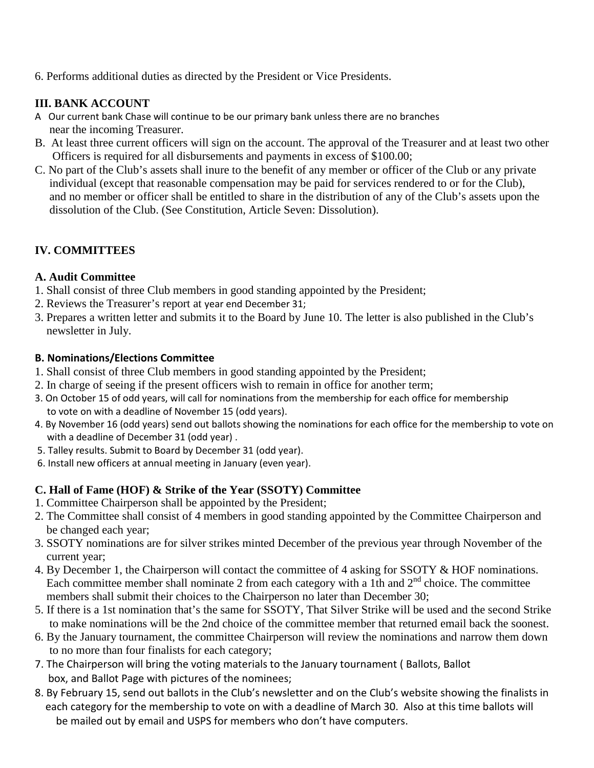6. Performs additional duties as directed by the President or Vice Presidents.

## III. BANK ACCOUNT

A Our current bank Chase will continue to be our primary bank unless there are no branches near the incoming Treasurer.

B. At least three current officers will sign on the account. The approval of the Treasurer and at least two other Officers is required for all disbursements and payments in excess of $100.00;

C. No part of the Club's assets shall inure to the benefit of any member or officer of the Club or any private individual (except that reasonable compensation may be paid for services rendered to or for the Club), and no member or officer shall be entitled to share in the distribution of any of the Club's assets upon the dissolution of the Club. (See Constitution, Article Seven: Dissolution).

## IV. COMMITTEES

### A. Audit Committee

1. Shall consist of three Club members in good standing appointed by the President;
2. Reviews the Treasurer's report at year end December 31;
3. Prepares a written letter and submits it to the Board by June 10. The letter is also published in the Club's newsletter in July.

### B. Nominations/Elections Committee

1. Shall consist of three Club members in good standing appointed by the President;
2. In charge of seeing if the present officers wish to remain in office for another term;
3. On October 15 of odd years, will call for nominations from the membership for each office for membership to vote on with a deadline of November 15 (odd years).
4. By November 16 (odd years) send out ballots showing the nominations for each office for the membership to vote on with a deadline of December 31 (odd year) .
5. Talley results. Submit to Board by December 31 (odd year).
6. Install new officers at annual meeting in January (even year).

### C. Hall of Fame (HOF) & Strike of the Year (SSOTY) Committee

1. Committee Chairperson shall be appointed by the President;
2. The Committee shall consist of 4 members in good standing appointed by the Committee Chairperson and be changed each year;
3. SSOTY nominations are for silver strikes minted December of the previous year through November of the current year;
4. By December 1, the Chairperson will contact the committee of 4 asking for SSOTY & HOF nominations. Each committee member shall nominate 2 from each category with a 1th and 2nd choice. The committee members shall submit their choices to the Chairperson no later than December 30;
5. If there is a 1st nomination that's the same for SSOTY, That Silver Strike will be used and the second Strike to make nominations will be the 2nd choice of the committee member that returned email back the soonest.
6. By the January tournament, the committee Chairperson will review the nominations and narrow them down to no more than four finalists for each category;
7. The Chairperson will bring the voting materials to the January tournament ( Ballots, Ballot box, and Ballot Page with pictures of the nominees;
8. By February 15, send out ballots in the Club's newsletter and on the Club's website showing the finalists in each category for the membership to vote on with a deadline of March 30. Also at this time ballots will be mailed out by email and USPS for members who don't have computers.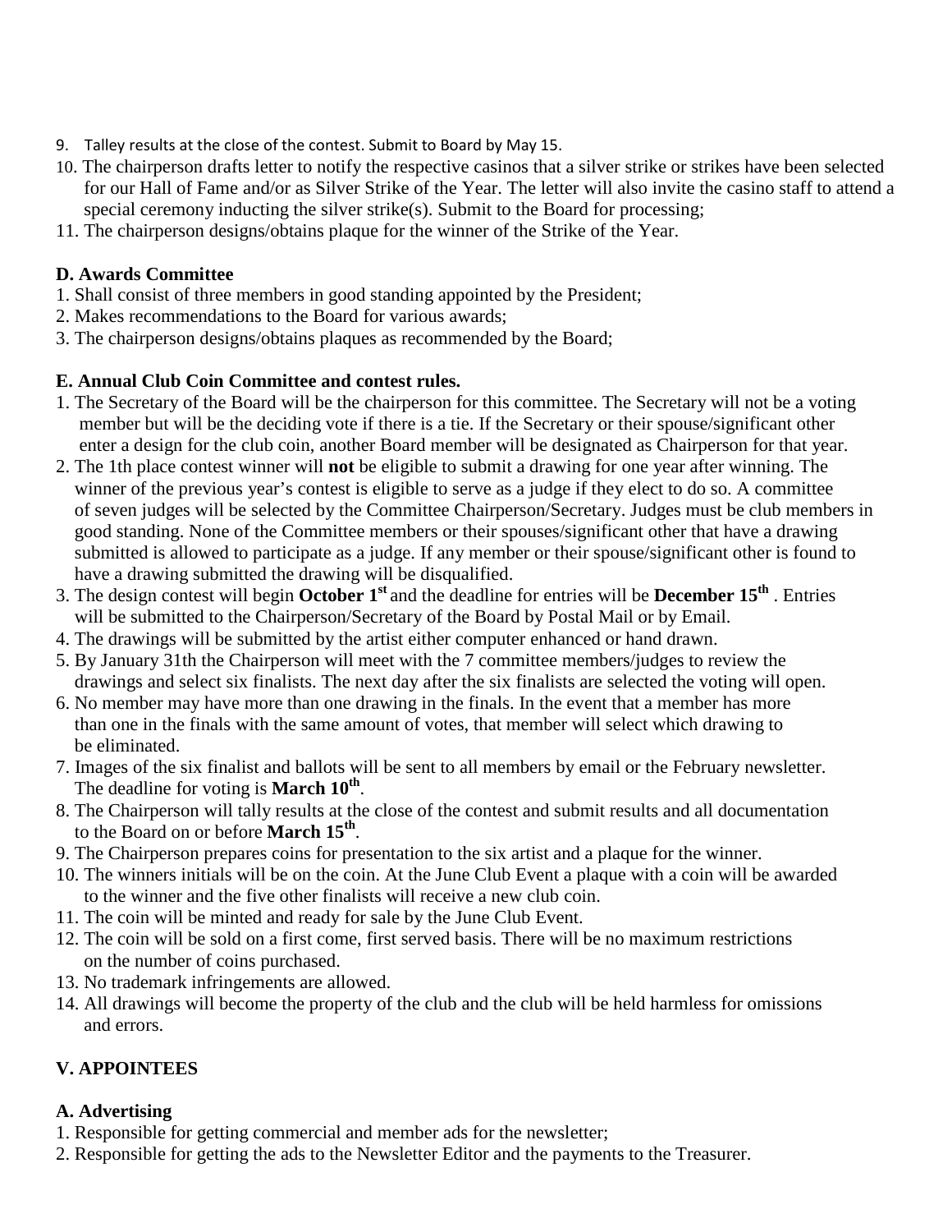9. Talley results at the close of the contest. Submit to Board by May 15.
10. The chairperson drafts letter to notify the respective casinos that a silver strike or strikes have been selected for our Hall of Fame and/or as Silver Strike of the Year. The letter will also invite the casino staff to attend a special ceremony inducting the silver strike(s). Submit to the Board for processing;
11. The chairperson designs/obtains plaque for the winner of the Strike of the Year.

### D. Awards Committee

1. Shall consist of three members in good standing appointed by the President;
2. Makes recommendations to the Board for various awards;
3. The chairperson designs/obtains plaques as recommended by the Board;

### E. Annual Club Coin Committee and contest rules.

1. The Secretary of the Board will be the chairperson for this committee. The Secretary will not be a voting member but will be the deciding vote if there is a tie. If the Secretary or their spouse/significant other enter a design for the club coin, another Board member will be designated as Chairperson for that year.
2. The 1th place contest winner will **not** be eligible to submit a drawing for one year after winning. The winner of the previous year's contest is eligible to serve as a judge if they elect to do so. A committee of seven judges will be selected by the Committee Chairperson/Secretary. Judges must be club members in good standing. None of the Committee members or their spouses/significant other that have a drawing submitted is allowed to participate as a judge. If any member or their spouse/significant other is found to have a drawing submitted the drawing will be disqualified.
3. The design contest will begin **October 1st** and the deadline for entries will be **December 15th** . Entries will be submitted to the Chairperson/Secretary of the Board by Postal Mail or by Email.
4. The drawings will be submitted by the artist either computer enhanced or hand drawn.
5. By January 31th the Chairperson will meet with the 7 committee members/judges to review the drawings and select six finalists. The next day after the six finalists are selected the voting will open.
6. No member may have more than one drawing in the finals. In the event that a member has more than one in the finals with the same amount of votes, that member will select which drawing to be eliminated.
7. Images of the six finalist and ballots will be sent to all members by email or the February newsletter. The deadline for voting is **March 10th**.
8. The Chairperson will tally results at the close of the contest and submit results and all documentation to the Board on or before **March 15th**.
9. The Chairperson prepares coins for presentation to the six artist and a plaque for the winner.
10. The winners initials will be on the coin. At the June Club Event a plaque with a coin will be awarded to the winner and the five other finalists will receive a new club coin.
11. The coin will be minted and ready for sale by the June Club Event.
12. The coin will be sold on a first come, first served basis. There will be no maximum restrictions on the number of coins purchased.
13. No trademark infringements are allowed.
14. All drawings will become the property of the club and the club will be held harmless for omissions and errors.

## V. APPOINTEES

### A. Advertising

1. Responsible for getting commercial and member ads for the newsletter;
2. Responsible for getting the ads to the Newsletter Editor and the payments to the Treasurer.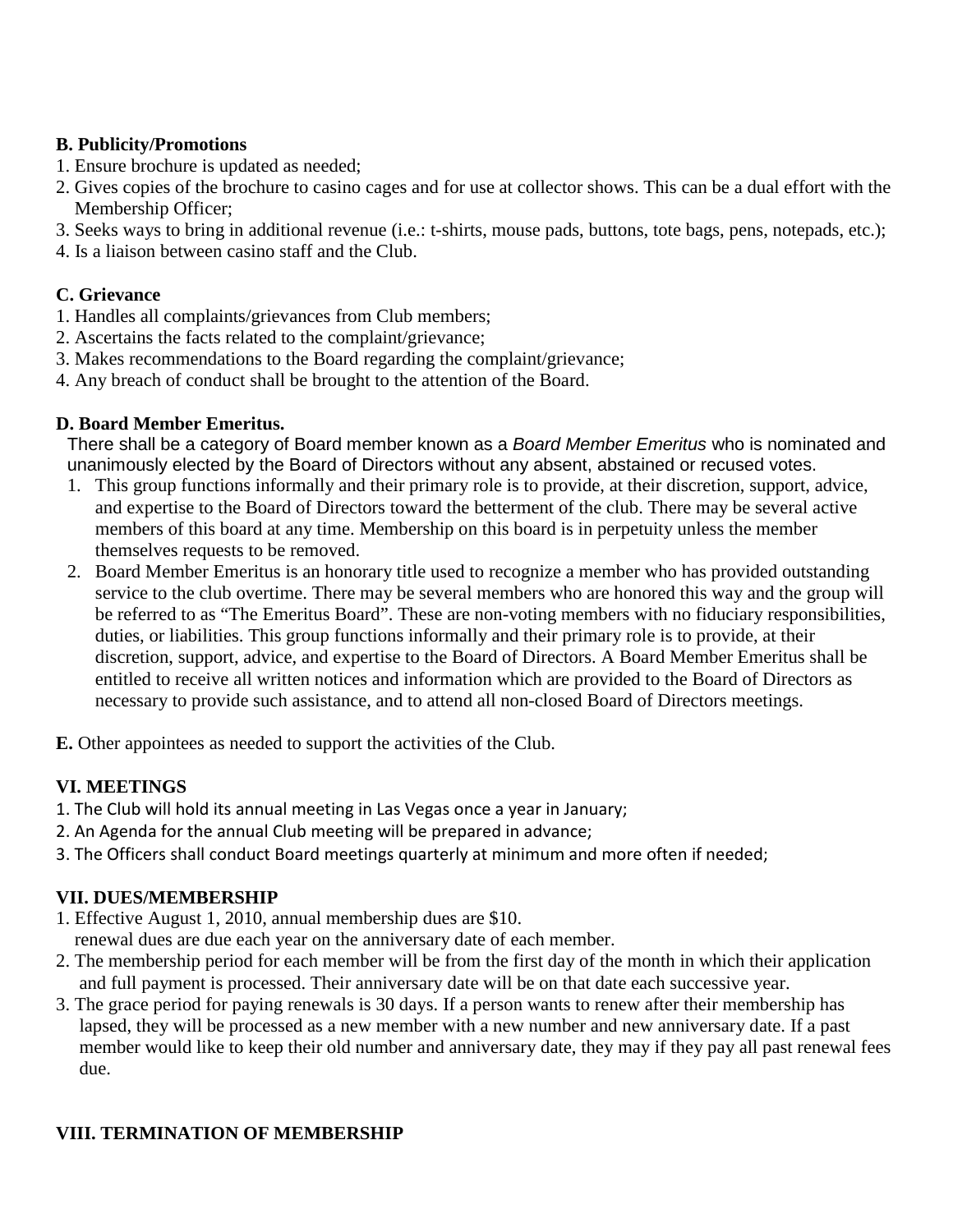**B. Publicity/Promotions**

1. Ensure brochure is updated as needed;
2. Gives copies of the brochure to casino cages and for use at collector shows. This can be a dual effort with the Membership Officer;
3. Seeks ways to bring in additional revenue (i.e.: t-shirts, mouse pads, buttons, tote bags, pens, notepads, etc.);
4. Is a liaison between casino staff and the Club.

**C. Grievance**

1. Handles all complaints/grievances from Club members;
2. Ascertains the facts related to the complaint/grievance;
3. Makes recommendations to the Board regarding the complaint/grievance;
4. Any breach of conduct shall be brought to the attention of the Board.

**D. Board Member Emeritus.**

There shall be a category of Board member known as a *Board Member Emeritus* who is nominated and unanimously elected by the Board of Directors without any absent, abstained or recused votes.

1. This group functions informally and their primary role is to provide, at their discretion, support, advice, and expertise to the Board of Directors toward the betterment of the club. There may be several active members of this board at any time. Membership on this board is in perpetuity unless the member themselves requests to be removed.
2. Board Member Emeritus is an honorary title used to recognize a member who has provided outstanding service to the club overtime. There may be several members who are honored this way and the group will be referred to as "The Emeritus Board". These are non-voting members with no fiduciary responsibilities, duties, or liabilities. This group functions informally and their primary role is to provide, at their discretion, support, advice, and expertise to the Board of Directors. A Board Member Emeritus shall be entitled to receive all written notices and information which are provided to the Board of Directors as necessary to provide such assistance, and to attend all non-closed Board of Directors meetings.

**E.** Other appointees as needed to support the activities of the Club.

**VI. MEETINGS**

1. The Club will hold its annual meeting in Las Vegas once a year in January;
2. An Agenda for the annual Club meeting will be prepared in advance;
3. The Officers shall conduct Board meetings quarterly at minimum and more often if needed;

**VII. DUES/MEMBERSHIP**

1. Effective August 1, 2010, annual membership dues are $10.
   renewal dues are due each year on the anniversary date of each member.
2. The membership period for each member will be from the first day of the month in which their application and full payment is processed. Their anniversary date will be on that date each successive year.
3. The grace period for paying renewals is 30 days. If a person wants to renew after their membership has lapsed, they will be processed as a new member with a new number and new anniversary date. If a past member would like to keep their old number and anniversary date, they may if they pay all past renewal fees due.

**VIII. TERMINATION OF MEMBERSHIP**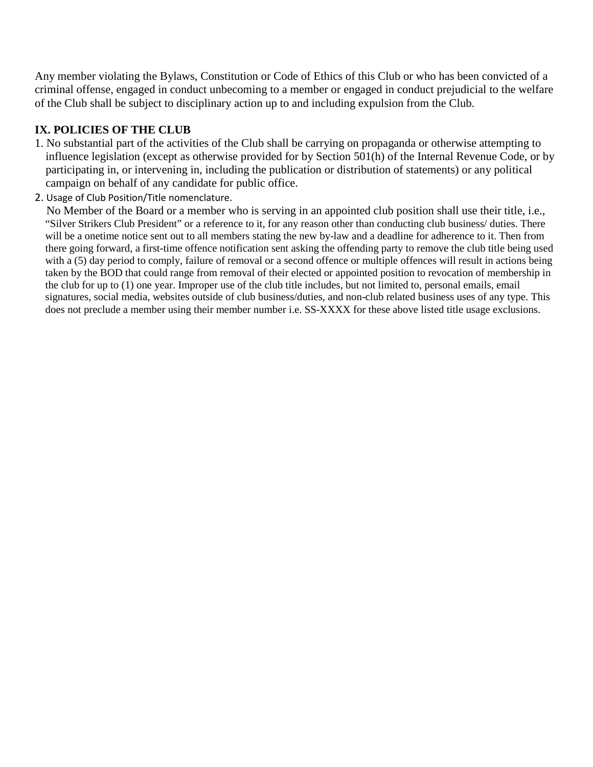Any member violating the Bylaws, Constitution or Code of Ethics of this Club or who has been convicted of a criminal offense, engaged in conduct unbecoming to a member or engaged in conduct prejudicial to the welfare of the Club shall be subject to disciplinary action up to and including expulsion from the Club.

**IX. POLICIES OF THE CLUB**

1. No substantial part of the activities of the Club shall be carrying on propaganda or otherwise attempting to influence legislation (except as otherwise provided for by Section 501(h) of the Internal Revenue Code, or by participating in, or intervening in, including the publication or distribution of statements) or any political campaign on behalf of any candidate for public office.
2. Usage of Club Position/Title nomenclature.
   No Member of the Board or a member who is serving in an appointed club position shall use their title, i.e., "Silver Strikers Club President" or a reference to it, for any reason other than conducting club business/ duties. There will be a onetime notice sent out to all members stating the new by-law and a deadline for adherence to it. Then from there going forward, a first-time offence notification sent asking the offending party to remove the club title being used with a (5) day period to comply, failure of removal or a second offence or multiple offences will result in actions being taken by the BOD that could range from removal of their elected or appointed position to revocation of membership in the club for up to (1) one year. Improper use of the club title includes, but not limited to, personal emails, email signatures, social media, websites outside of club business/duties, and non-club related business uses of any type. This does not preclude a member using their member number i.e. SS-XXXX for these above listed title usage exclusions.